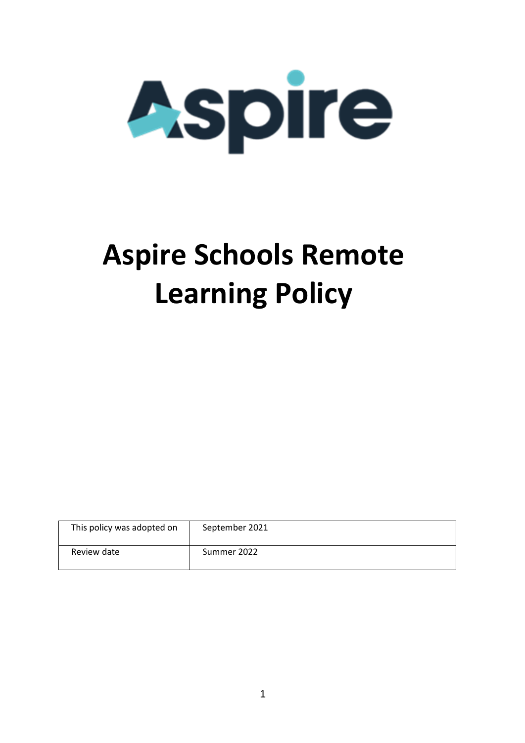# Aspire Schools Remote Learning Policy

| This policy was adopted on | September 2021 |
| --- | --- |
| Review date | Summer 2022 |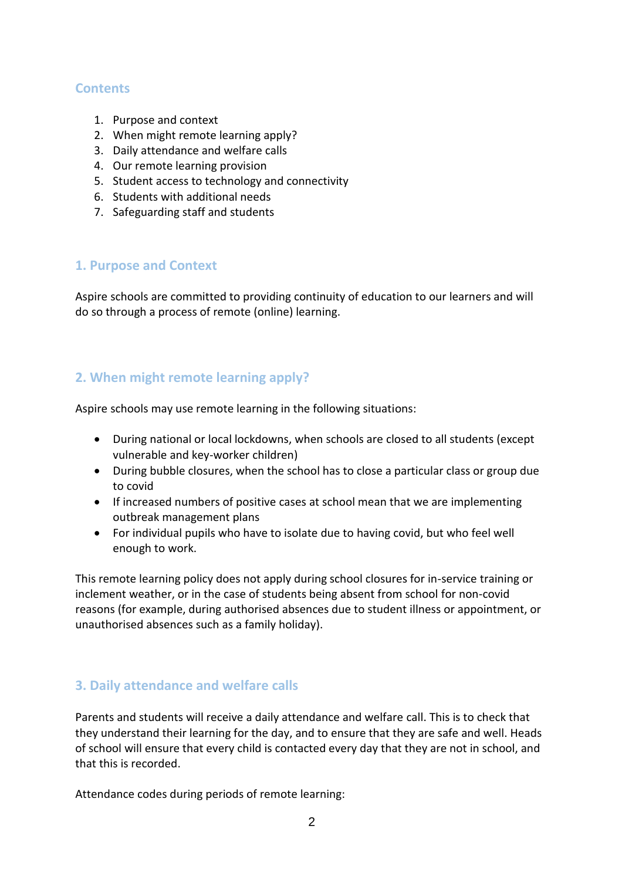## Contents

1. Purpose and context
2. When might remote learning apply?
3. Daily attendance and welfare calls
4. Our remote learning provision
5. Student access to technology and connectivity
6. Students with additional needs
7. Safeguarding staff and students

## 1. Purpose and Context

Aspire schools are committed to providing continuity of education to our learners and will do so through a process of remote (online) learning.

## 2. When might remote learning apply?

Aspire schools may use remote learning in the following situations:

- During national or local lockdowns, when schools are closed to all students (except vulnerable and key-worker children)
- During bubble closures, when the school has to close a particular class or group due to covid
- If increased numbers of positive cases at school mean that we are implementing outbreak management plans
- For individual pupils who have to isolate due to having covid, but who feel well enough to work.

This remote learning policy does not apply during school closures for in-service training or inclement weather, or in the case of students being absent from school for non-covid reasons (for example, during authorised absences due to student illness or appointment, or unauthorised absences such as a family holiday).

## 3. Daily attendance and welfare calls

Parents and students will receive a daily attendance and welfare call. This is to check that they understand their learning for the day, and to ensure that they are safe and well. Heads of school will ensure that every child is contacted every day that they are not in school, and that this is recorded.

Attendance codes during periods of remote learning: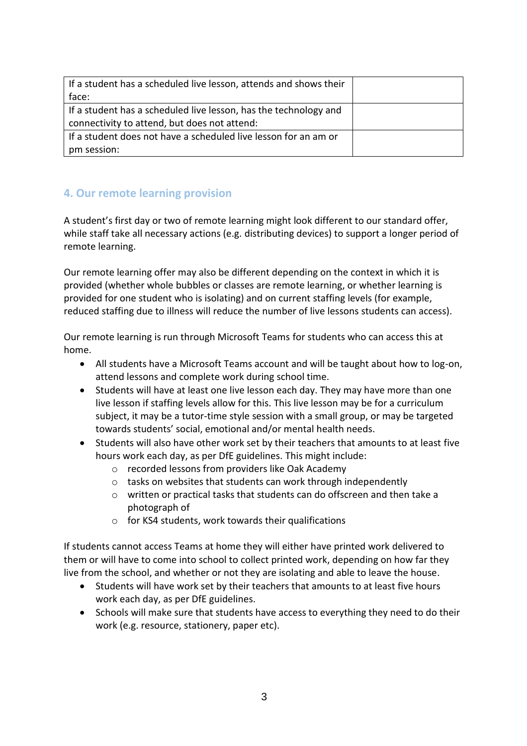| | |
|---|---|
| If a student has a scheduled live lesson, attends and shows their face: | |
| If a student has a scheduled live lesson, has the technology and connectivity to attend, but does not attend: | |
| If a student does not have a scheduled live lesson for an am or pm session: | |

## 4. Our remote learning provision

A student's first day or two of remote learning might look different to our standard offer, while staff take all necessary actions (e.g. distributing devices) to support a longer period of remote learning.

Our remote learning offer may also be different depending on the context in which it is provided (whether whole bubbles or classes are remote learning, or whether learning is provided for one student who is isolating) and on current staffing levels (for example, reduced staffing due to illness will reduce the number of live lessons students can access).

Our remote learning is run through Microsoft Teams for students who can access this at home.

- All students have a Microsoft Teams account and will be taught about how to log-on, attend lessons and complete work during school time.
- Students will have at least one live lesson each day. They may have more than one live lesson if staffing levels allow for this. This live lesson may be for a curriculum subject, it may be a tutor-time style session with a small group, or may be targeted towards students' social, emotional and/or mental health needs.
- Students will also have other work set by their teachers that amounts to at least five hours work each day, as per DfE guidelines. This might include:
  - recorded lessons from providers like Oak Academy
  - tasks on websites that students can work through independently
  - written or practical tasks that students can do offscreen and then take a photograph of
  - for KS4 students, work towards their qualifications

If students cannot access Teams at home they will either have printed work delivered to them or will have to come into school to collect printed work, depending on how far they live from the school, and whether or not they are isolating and able to leave the house.

- Students will have work set by their teachers that amounts to at least five hours work each day, as per DfE guidelines.
- Schools will make sure that students have access to everything they need to do their work (e.g. resource, stationery, paper etc).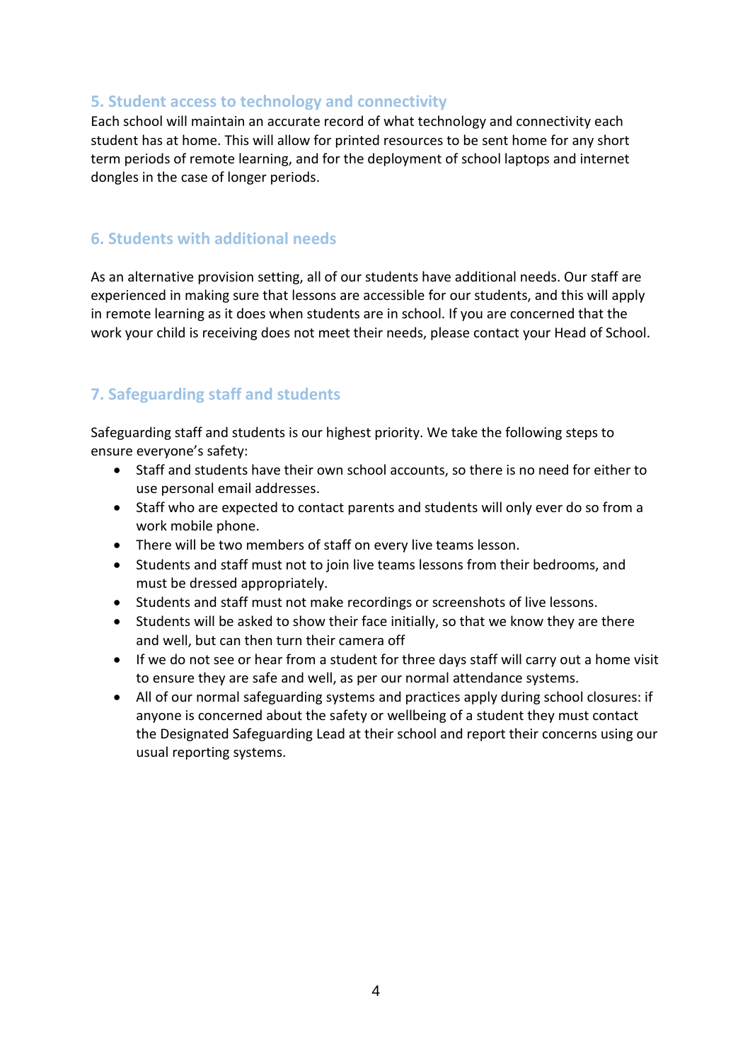## 5. Student access to technology and connectivity

Each school will maintain an accurate record of what technology and connectivity each student has at home. This will allow for printed resources to be sent home for any short term periods of remote learning, and for the deployment of school laptops and internet dongles in the case of longer periods.

## 6. Students with additional needs

As an alternative provision setting, all of our students have additional needs. Our staff are experienced in making sure that lessons are accessible for our students, and this will apply in remote learning as it does when students are in school. If you are concerned that the work your child is receiving does not meet their needs, please contact your Head of School.

## 7. Safeguarding staff and students

Safeguarding staff and students is our highest priority. We take the following steps to ensure everyone's safety:

- Staff and students have their own school accounts, so there is no need for either to use personal email addresses.
- Staff who are expected to contact parents and students will only ever do so from a work mobile phone.
- There will be two members of staff on every live teams lesson.
- Students and staff must not to join live teams lessons from their bedrooms, and must be dressed appropriately.
- Students and staff must not make recordings or screenshots of live lessons.
- Students will be asked to show their face initially, so that we know they are there and well, but can then turn their camera off
- If we do not see or hear from a student for three days staff will carry out a home visit to ensure they are safe and well, as per our normal attendance systems.
- All of our normal safeguarding systems and practices apply during school closures: if anyone is concerned about the safety or wellbeing of a student they must contact the Designated Safeguarding Lead at their school and report their concerns using our usual reporting systems.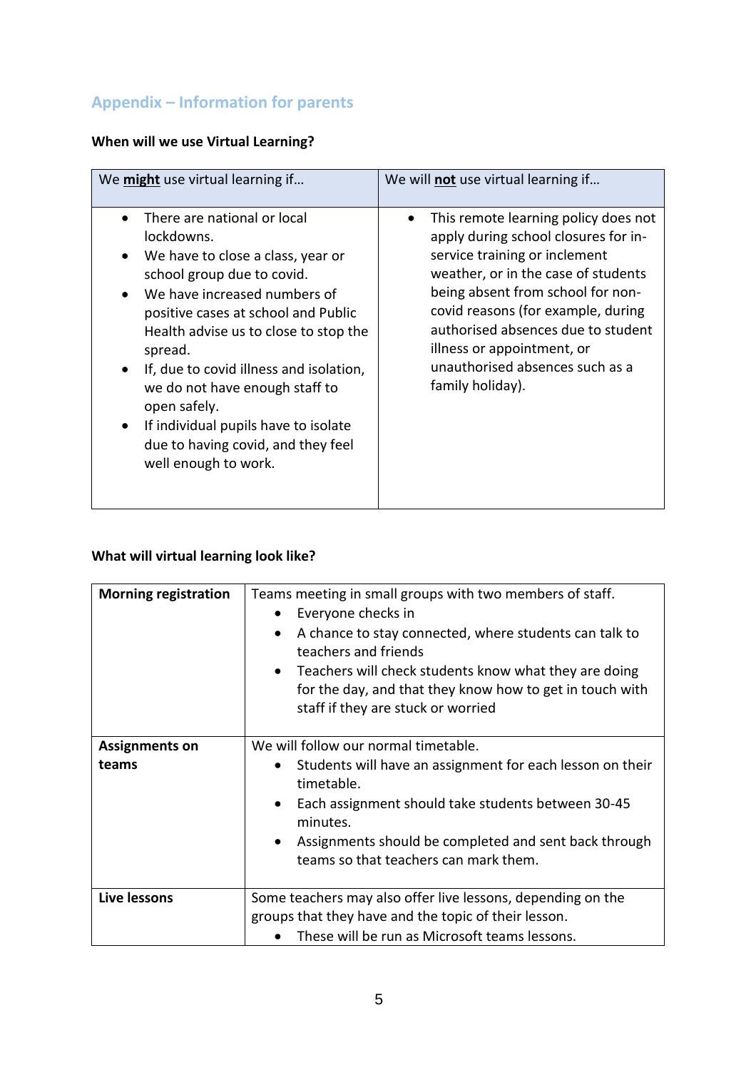## Appendix – Information for parents

**When will we use Virtual Learning?**

| We **might** use virtual learning if… | We will **not** use virtual learning if… |
| --- | --- |
| • There are national or local lockdowns.<br>• We have to close a class, year or school group due to covid.<br>• We have increased numbers of positive cases at school and Public Health advise us to close to stop the spread.<br>• If, due to covid illness and isolation, we do not have enough staff to open safely.<br>• If individual pupils have to isolate due to having covid, and they feel well enough to work. | • This remote learning policy does not apply during school closures for in-service training or inclement weather, or in the case of students being absent from school for non-covid reasons (for example, during authorised absences due to student illness or appointment, or unauthorised absences such as a family holiday). |

**What will virtual learning look like?**

| | |
| --- | --- |
| **Morning registration** | Teams meeting in small groups with two members of staff.<br>• Everyone checks in<br>• A chance to stay connected, where students can talk to teachers and friends<br>• Teachers will check students know what they are doing for the day, and that they know how to get in touch with staff if they are stuck or worried |
| **Assignments on teams** | We will follow our normal timetable.<br>• Students will have an assignment for each lesson on their timetable.<br>• Each assignment should take students between 30-45 minutes.<br>• Assignments should be completed and sent back through teams so that teachers can mark them. |
| **Live lessons** | Some teachers may also offer live lessons, depending on the groups that they have and the topic of their lesson.<br>• These will be run as Microsoft teams lessons. |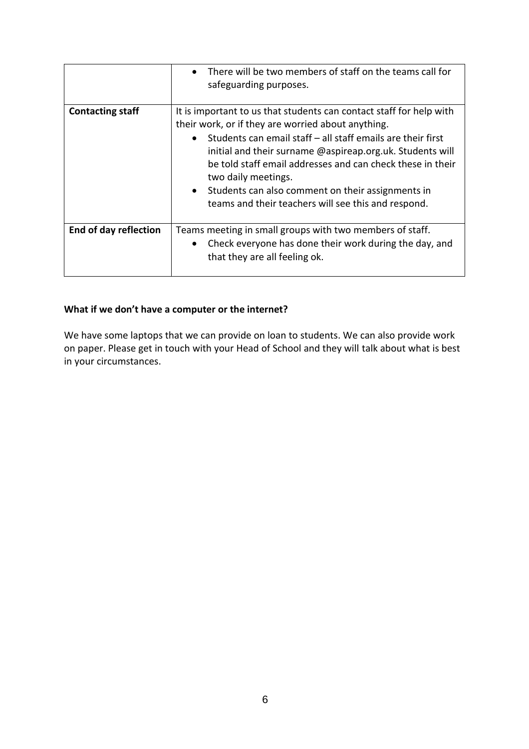| | |
|---|---|
| | • There will be two members of staff on the teams call for safeguarding purposes. |
| **Contacting staff** | It is important to us that students can contact staff for help with their work, or if they are worried about anything.<br>• Students can email staff – all staff emails are their first initial and their surname @aspireap.org.uk. Students will be told staff email addresses and can check these in their two daily meetings.<br>• Students can also comment on their assignments in teams and their teachers will see this and respond. |
| **End of day reflection** | Teams meeting in small groups with two members of staff.<br>• Check everyone has done their work during the day, and that they are all feeling ok. |

**What if we don't have a computer or the internet?**

We have some laptops that we can provide on loan to students. We can also provide work on paper. Please get in touch with your Head of School and they will talk about what is best in your circumstances.